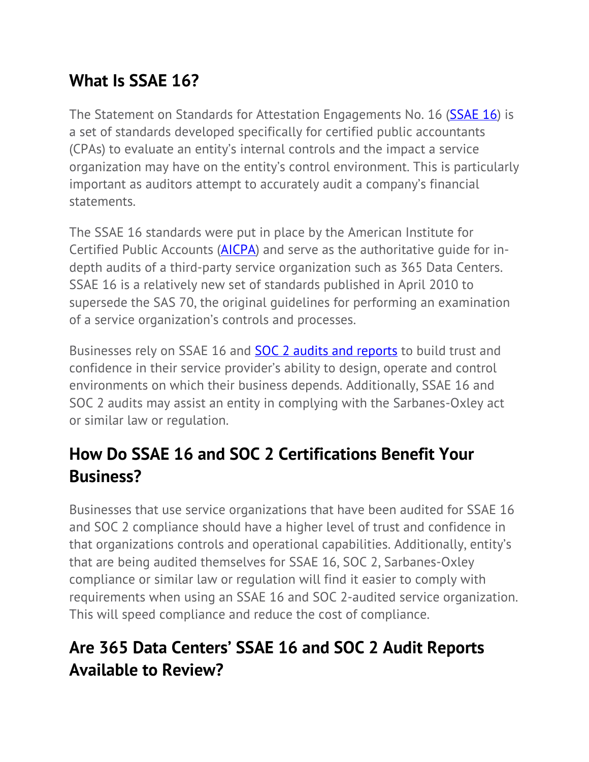## What Is SSAE 16?

The Statement on Standards for Attestation Engagements No. 16 (SSAE 16) is a set of standards developed specifically for certified public accountants (CPAs) to evaluate an entity's internal controls and the impact a service organization may have on the entity's control environment. This is particularly important as auditors attempt to accurately audit a company's financial statements.

The SSAE 16 standards were put in place by the American Institute for Certified Public Accounts (AICPA) and serve as the authoritative guide for in-depth audits of a third-party service organization such as 365 Data Centers. SSAE 16 is a relatively new set of standards published in April 2010 to supersede the SAS 70, the original guidelines for performing an examination of a service organization's controls and processes.

Businesses rely on SSAE 16 and SOC 2 audits and reports to build trust and confidence in their service provider's ability to design, operate and control environments on which their business depends. Additionally, SSAE 16 and SOC 2 audits may assist an entity in complying with the Sarbanes-Oxley act or similar law or regulation.

## How Do SSAE 16 and SOC 2 Certifications Benefit Your Business?

Businesses that use service organizations that have been audited for SSAE 16 and SOC 2 compliance should have a higher level of trust and confidence in that organizations controls and operational capabilities. Additionally, entity's that are being audited themselves for SSAE 16, SOC 2, Sarbanes-Oxley compliance or similar law or regulation will find it easier to comply with requirements when using an SSAE 16 and SOC 2-audited service organization. This will speed compliance and reduce the cost of compliance.

## Are 365 Data Centers' SSAE 16 and SOC 2 Audit Reports Available to Review?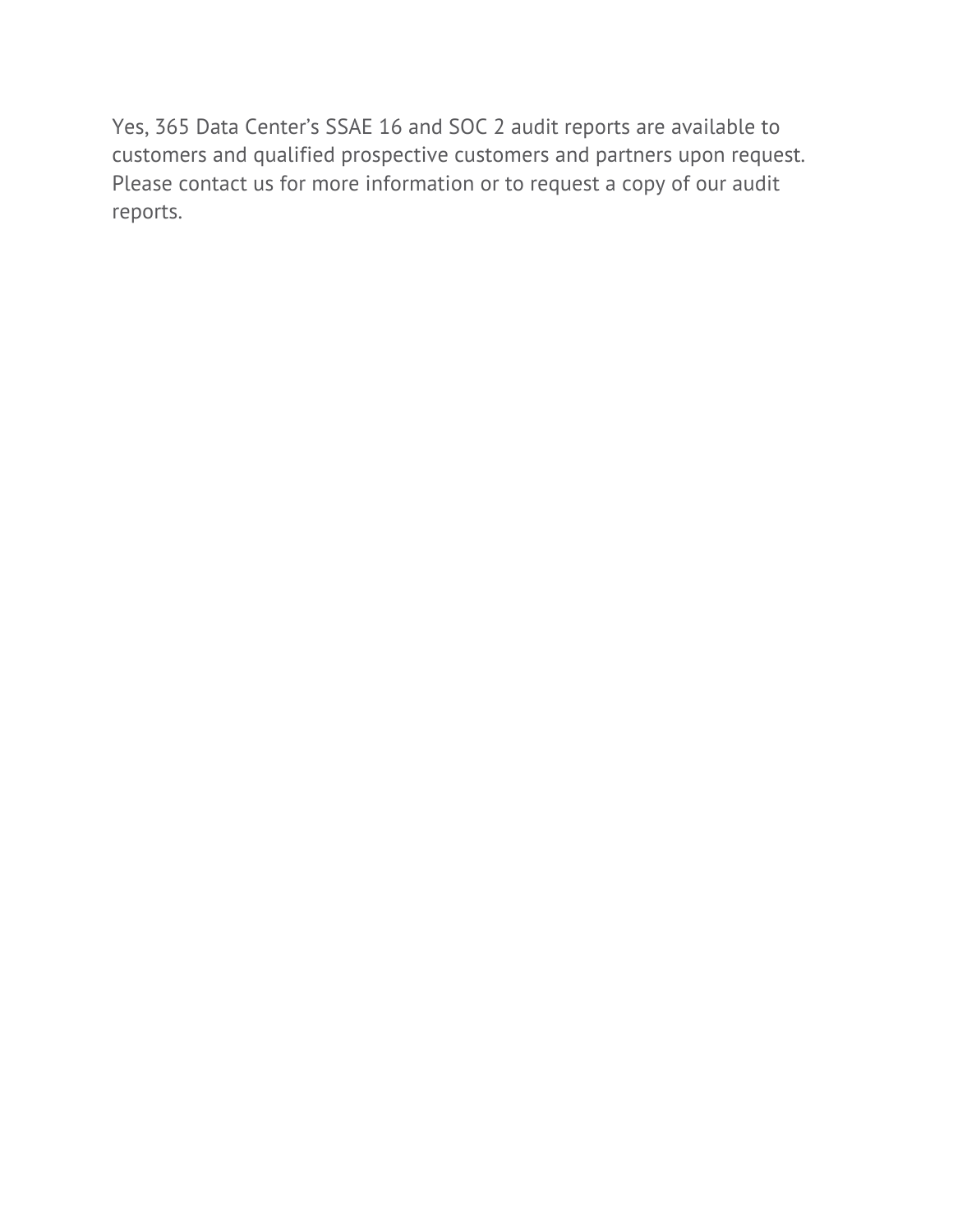Yes, 365 Data Center’s SSAE 16 and SOC 2 audit reports are available to customers and qualified prospective customers and partners upon request. Please contact us for more information or to request a copy of our audit reports.